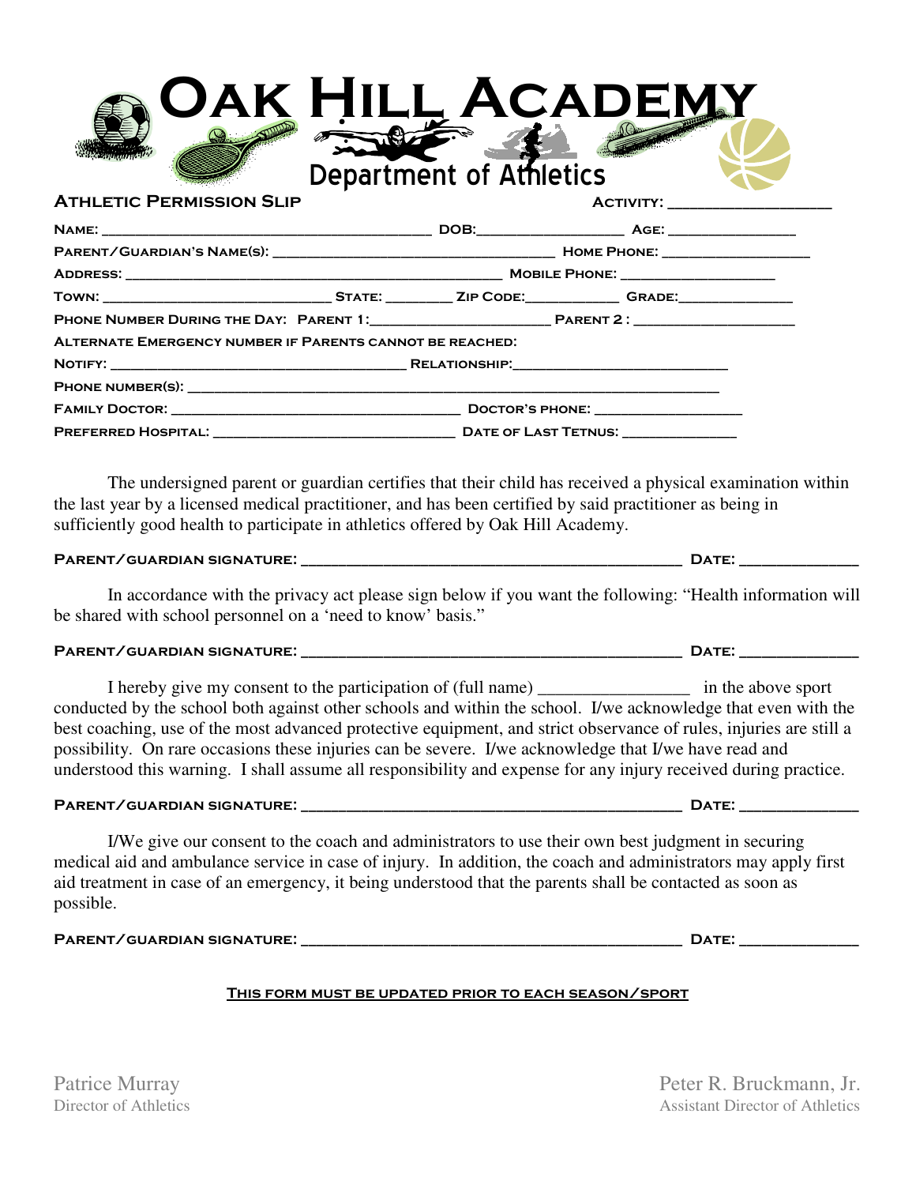# Oak Hill Academy

## Department of Athletics

**ATHLETIC PERMISSION SLIP** ACTIVITY: ____________________

NAME: ______________________________________ DOB:________________ AGE: ______________

PARENT/GUARDIAN'S NAME(S): _______________________________ HOME PHONE: _________________

ADDRESS: ___________________________________________ MOBILE PHONE: _________________

TOWN: __________________________ STATE: ________ ZIP CODE:__________ GRADE:_____________

PHONE NUMBER DURING THE DAY: PARENT 1:____________________ PARENT 2 : __________________

ALTERNATE EMERGENCY NUMBER IF PARENTS CANNOT BE REACHED:

NOTIFY: __________________________________ RELATIONSHIP:________________________

PHONE NUMBER(S): ________________________________________________________________

FAMILY DOCTOR: _________________________________ DOCTOR'S PHONE: _________________

PREFERRED HOSPITAL: ___________________________ DATE OF LAST TETNUS: _____________

The undersigned parent or guardian certifies that their child has received a physical examination within the last year by a licensed medical practitioner, and has been certified by said practitioner as being in sufficiently good health to participate in athletics offered by Oak Hill Academy.

**PARENT/GUARDIAN SIGNATURE:** _________________________________________ **DATE:** _____________

In accordance with the privacy act please sign below if you want the following: "Health information will be shared with school personnel on a 'need to know' basis."

**PARENT/GUARDIAN SIGNATURE:** _________________________________________ **DATE:** _____________

I hereby give my consent to the participation of (full name) ________________ in the above sport conducted by the school both against other schools and within the school. I/we acknowledge that even with the best coaching, use of the most advanced protective equipment, and strict observance of rules, injuries are still a possibility. On rare occasions these injuries can be severe. I/we acknowledge that I/we have read and understood this warning. I shall assume all responsibility and expense for any injury received during practice.

**PARENT/GUARDIAN SIGNATURE:** _________________________________________ **DATE:** _____________

I/We give our consent to the coach and administrators to use their own best judgment in securing medical aid and ambulance service in case of injury. In addition, the coach and administrators may apply first aid treatment in case of an emergency, it being understood that the parents shall be contacted as soon as possible.

**PARENT/GUARDIAN SIGNATURE:** _________________________________________ **DATE:** _____________

**THIS FORM MUST BE UPDATED PRIOR TO EACH SEASON/SPORT**

Patrice Murray
Director of Athletics

Peter R. Bruckmann, Jr.
Assistant Director of Athletics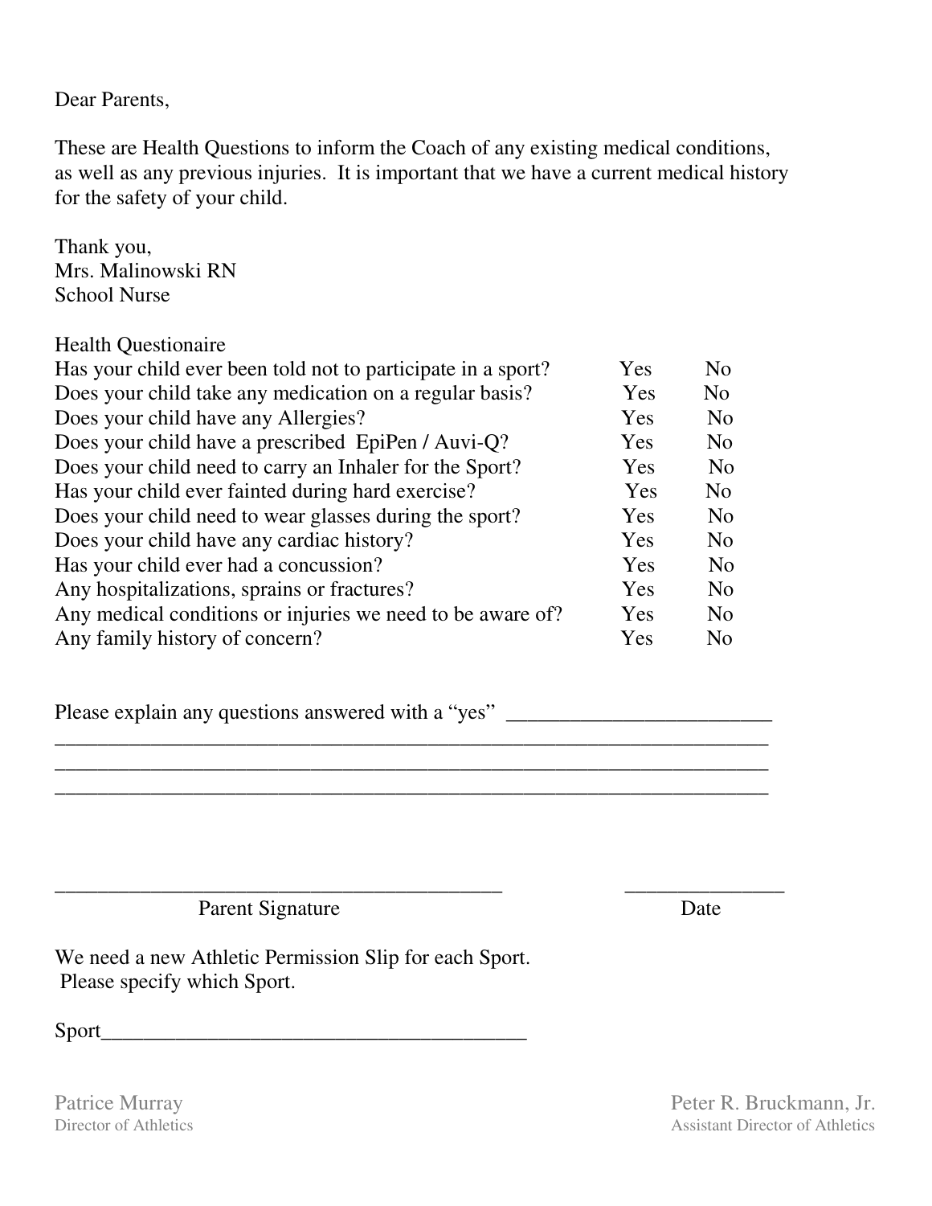Dear Parents,

These are Health Questions to inform the Coach of any existing medical conditions, as well as any previous injuries. It is important that we have a current medical history for the safety of your child.

Thank you,
Mrs. Malinowski RN
School Nurse

Health Questionaire

| | | |
|---|---|---|
| Has your child ever been told not to participate in a sport? | Yes | No |
| Does your child take any medication on a regular basis? | Yes | No |
| Does your child have any Allergies? | Yes | No |
| Does your child have a prescribed EpiPen / Auvi-Q? | Yes | No |
| Does your child need to carry an Inhaler for the Sport? | Yes | No |
| Has your child ever fainted during hard exercise? | Yes | No |
| Does your child need to wear glasses during the sport? | Yes | No |
| Does your child have any cardiac history? | Yes | No |
| Has your child ever had a concussion? | Yes | No |
| Any hospitalizations, sprains or fractures? | Yes | No |
| Any medical conditions or injuries we need to be aware of? | Yes | No |
| Any family history of concern? | Yes | No |

Please explain any questions answered with a "yes" ________________________
_________________________________________________________________
_________________________________________________________________
_________________________________________________________________

_________________________________________ _______________
Parent Signature Date

We need a new Athletic Permission Slip for each Sport.
Please specify which Sport.

Sport_______________________________________

Patrice Murray
Director of Athletics

Peter R. Bruckmann, Jr.
Assistant Director of Athletics